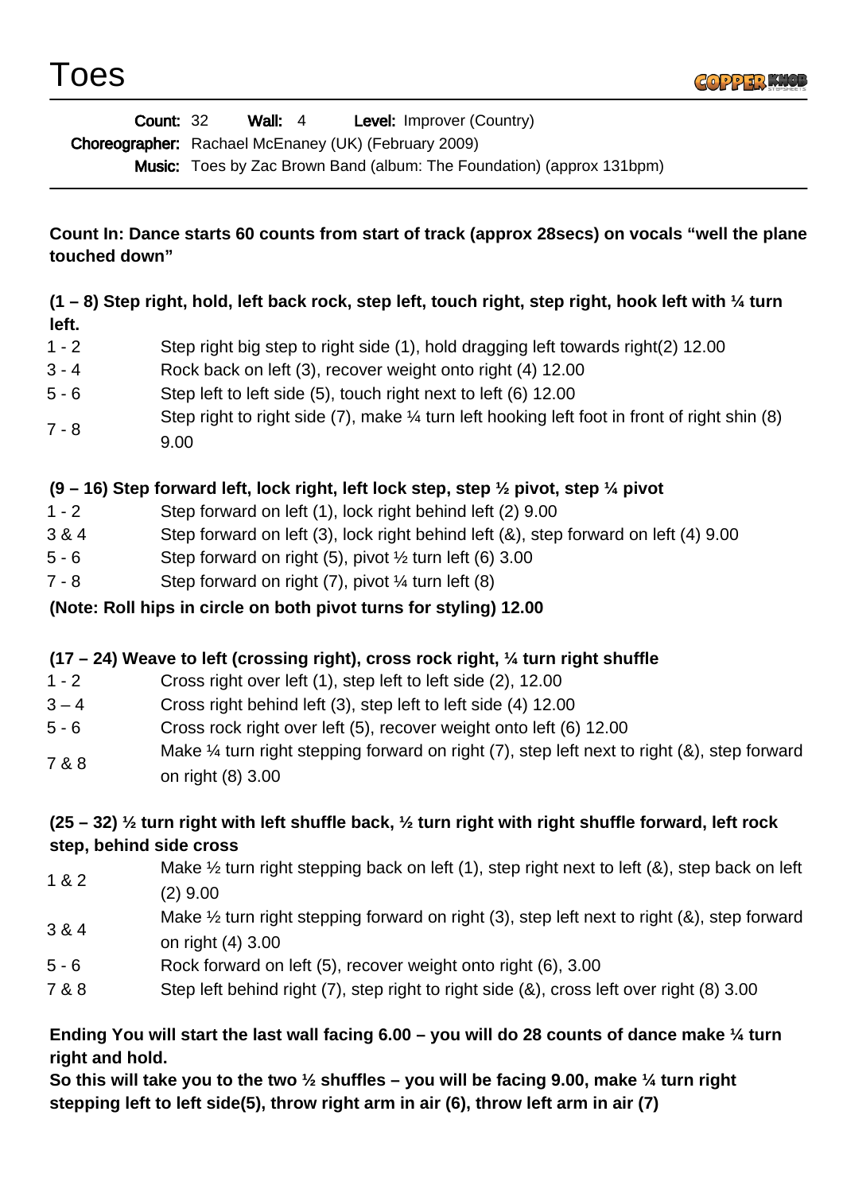# Toes

**Count:** 32 **Wall:** 4 **Level:** Improver (Country)
**Choreographer:** Rachael McEnaney (UK) (February 2009)
**Music:** Toes by Zac Brown Band (album: The Foundation) (approx 131bpm)

---

**Count In: Dance starts 60 counts from start of track (approx 28secs) on vocals "well the plane touched down"**

**(1 – 8) Step right, hold, left back rock, step left, touch right, step right, hook left with ¼ turn left.**

| | |
|---|---|
| 1 - 2 | Step right big step to right side (1), hold dragging left towards right(2) 12.00 |
| 3 - 4 | Rock back on left (3), recover weight onto right (4) 12.00 |
| 5 - 6 | Step left to left side (5), touch right next to left (6) 12.00 |
| 7 - 8 | Step right to right side (7), make ¼ turn left hooking left foot in front of right shin (8) 9.00 |

**(9 – 16) Step forward left, lock right, left lock step, step ½ pivot, step ¼ pivot**

| | |
|---|---|
| 1 - 2 | Step forward on left (1), lock right behind left (2) 9.00 |
| 3 & 4 | Step forward on left (3), lock right behind left (&), step forward on left (4) 9.00 |
| 5 - 6 | Step forward on right (5), pivot ½ turn left (6) 3.00 |
| 7 - 8 | Step forward on right (7), pivot ¼ turn left (8) |

**(Note: Roll hips in circle on both pivot turns for styling) 12.00**

**(17 – 24) Weave to left (crossing right), cross rock right, ¼ turn right shuffle**

| | |
|---|---|
| 1 - 2 | Cross right over left (1), step left to left side (2), 12.00 |
| 3 – 4 | Cross right behind left (3), step left to left side (4) 12.00 |
| 5 - 6 | Cross rock right over left (5), recover weight onto left (6) 12.00 |
| 7 & 8 | Make ¼ turn right stepping forward on right (7), step left next to right (&), step forward on right (8) 3.00 |

**(25 – 32) ½ turn right with left shuffle back, ½ turn right with right shuffle forward, left rock step, behind side cross**

| | |
|---|---|
| 1 & 2 | Make ½ turn right stepping back on left (1), step right next to left (&), step back on left (2) 9.00 |
| 3 & 4 | Make ½ turn right stepping forward on right (3), step left next to right (&), step forward on right (4) 3.00 |
| 5 - 6 | Rock forward on left (5), recover weight onto right (6), 3.00 |
| 7 & 8 | Step left behind right (7), step right to right side (&), cross left over right (8) 3.00 |

**Ending You will start the last wall facing 6.00 – you will do 28 counts of dance make ¼ turn right and hold.**
**So this will take you to the two ½ shuffles – you will be facing 9.00, make ¼ turn right stepping left to left side(5), throw right arm in air (6), throw left arm in air (7)**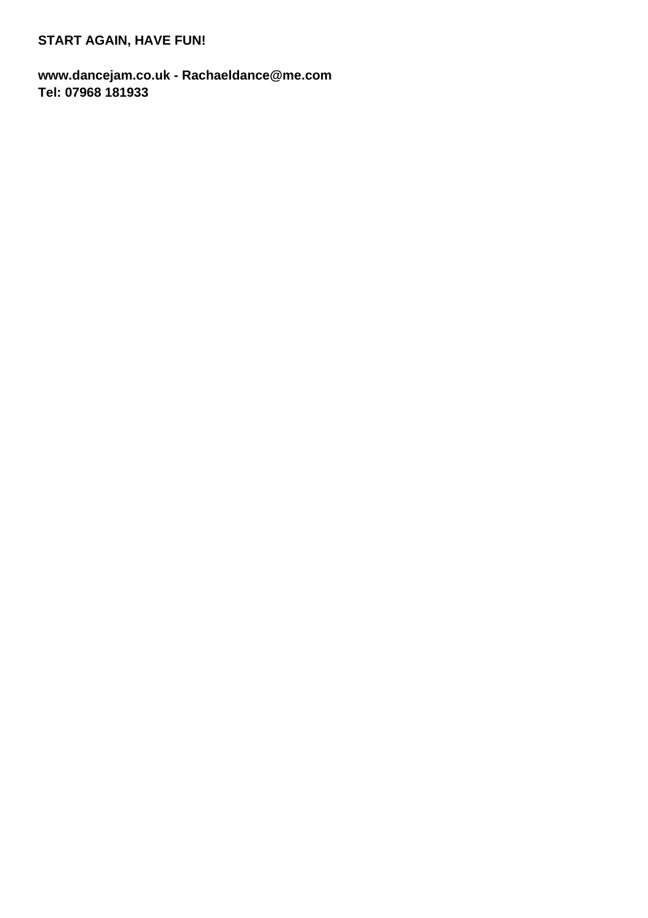**START AGAIN, HAVE FUN!**

**www.dancejam.co.uk - Rachaeldance@me.com**
**Tel: 07968 181933**